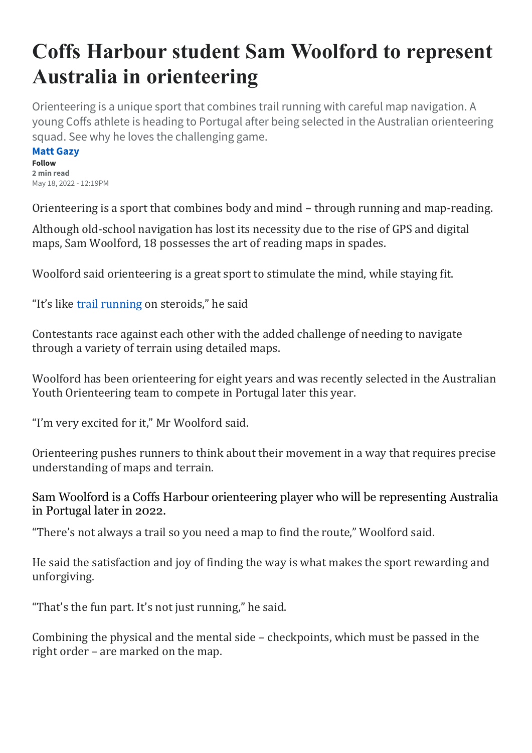# Coffs Harbour student Sam Woolford to represent Australia in orienteering

Orienteering is a unique sport that combines trail running with careful map navigation. A young Coffs athlete is heading to Portugal after being selected in the Australian orienteering squad. See why he loves the challenging game.

**Matt Gazy**

**Follow**

**2 min read**

May 18, 2022 - 12:19PM

Orienteering is a sport that combines body and mind – through running and map-reading.

Although old-school navigation has lost its necessity due to the rise of GPS and digital maps, Sam Woolford, 18 possesses the art of reading maps in spades.

Woolford said orienteering is a great sport to stimulate the mind, while staying fit.

"It's like trail running on steroids," he said

Contestants race against each other with the added challenge of needing to navigate through a variety of terrain using detailed maps.

Woolford has been orienteering for eight years and was recently selected in the Australian Youth Orienteering team to compete in Portugal later this year.

"I'm very excited for it," Mr Woolford said.

Orienteering pushes runners to think about their movement in a way that requires precise understanding of maps and terrain.

Sam Woolford is a Coffs Harbour orienteering player who will be representing Australia in Portugal later in 2022.

"There's not always a trail so you need a map to find the route," Woolford said.

He said the satisfaction and joy of finding the way is what makes the sport rewarding and unforgiving.

"That's the fun part. It's not just running," he said.

Combining the physical and the mental side – checkpoints, which must be passed in the right order – are marked on the map.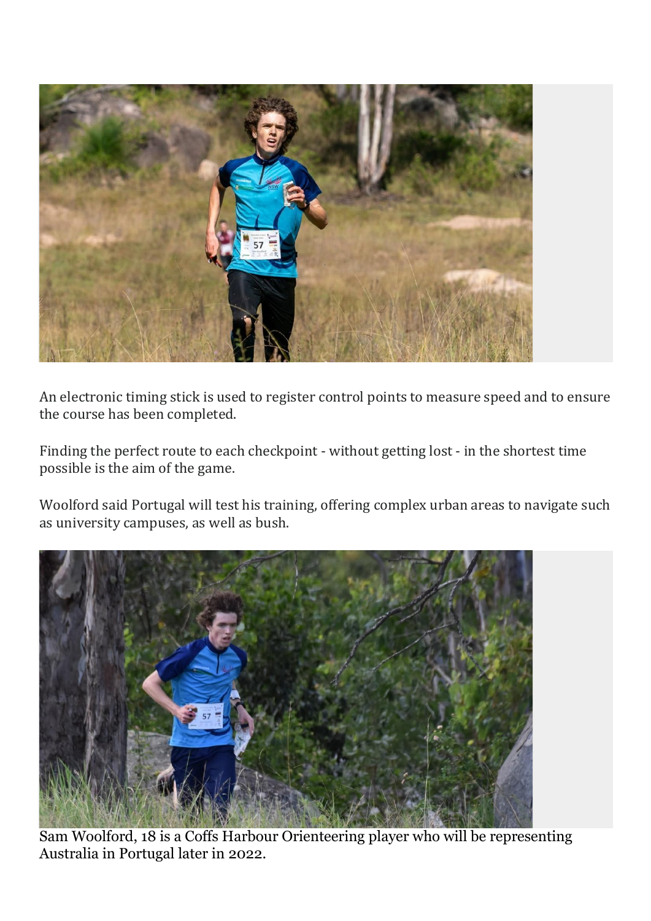An electronic timing stick is used to register control points to measure speed and to ensure the course has been completed.

Finding the perfect route to each checkpoint - without getting lost - in the shortest time possible is the aim of the game.

Woolford said Portugal will test his training, offering complex urban areas to navigate such as university campuses, as well as bush.

Sam Woolford, 18 is a Coffs Harbour Orienteering player who will be representing Australia in Portugal later in 2022.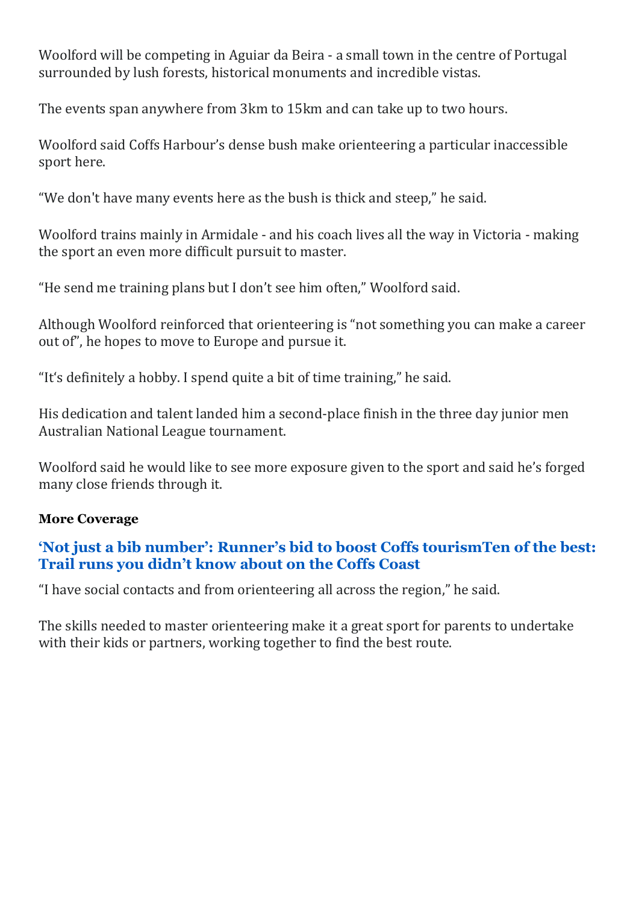Woolford will be competing in Aguiar da Beira - a small town in the centre of Portugal surrounded by lush forests, historical monuments and incredible vistas.

The events span anywhere from 3km to 15km and can take up to two hours.

Woolford said Coffs Harbour's dense bush make orienteering a particular inaccessible sport here.

"We don't have many events here as the bush is thick and steep," he said.

Woolford trains mainly in Armidale - and his coach lives all the way in Victoria - making the sport an even more difficult pursuit to master.

"He send me training plans but I don't see him often," Woolford said.

Although Woolford reinforced that orienteering is "not something you can make a career out of", he hopes to move to Europe and pursue it.

"It's definitely a hobby. I spend quite a bit of time training," he said.

His dedication and talent landed him a second-place finish in the three day junior men Australian National League tournament.

Woolford said he would like to see more exposure given to the sport and said he's forged many close friends through it.

**More Coverage**

### 'Not just a bib number': Runner's bid to boost Coffs tourismTen of the best: Trail runs you didn't know about on the Coffs Coast

"I have social contacts and from orienteering all across the region," he said.

The skills needed to master orienteering make it a great sport for parents to undertake with their kids or partners, working together to find the best route.